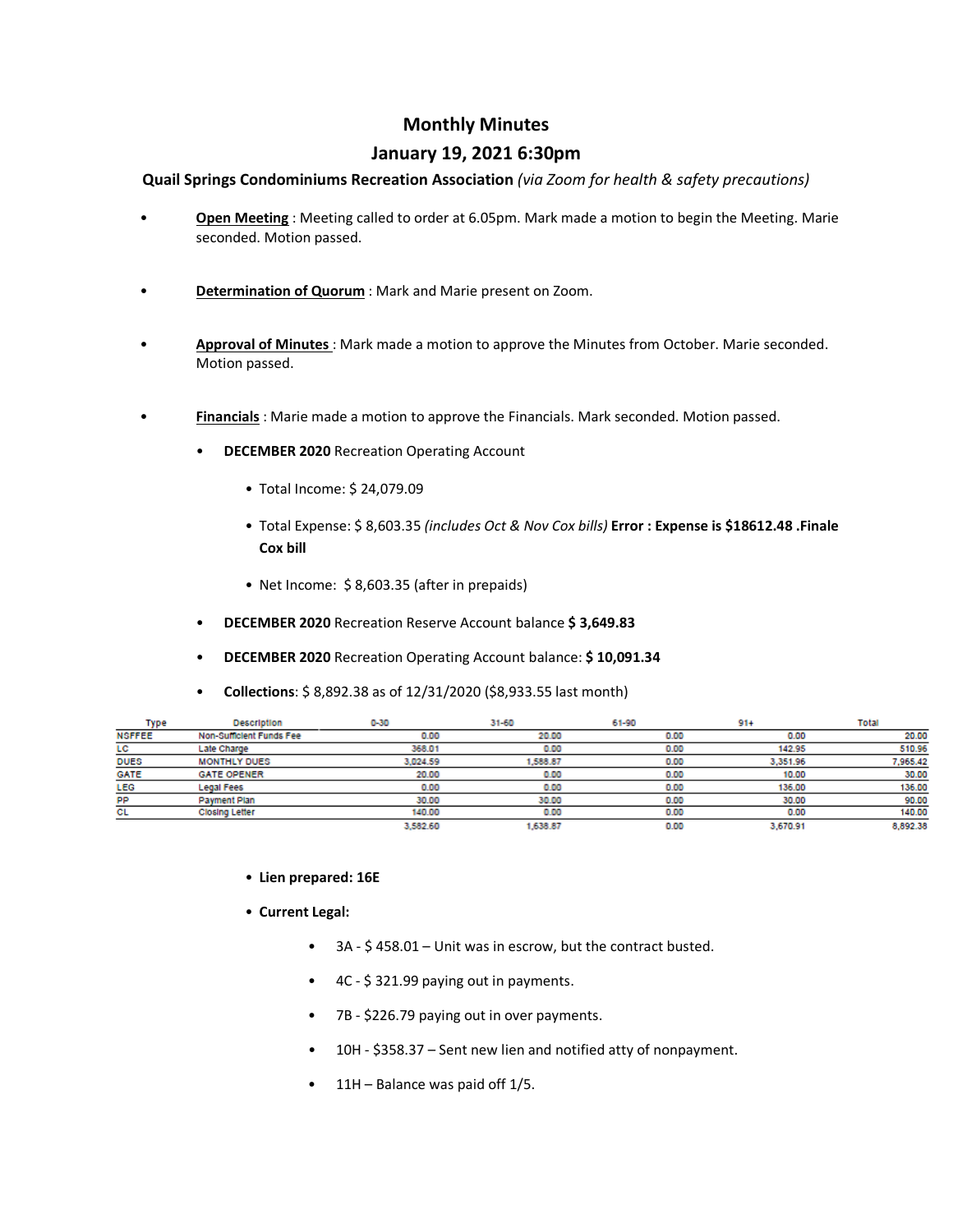# Monthly Minutes

## January 19, 2021 6:30pm

**Quail Springs Condominiums Recreation Association** *(via Zoom for health & safety precautions)*

- **Open Meeting** : Meeting called to order at 6.05pm. Mark made a motion to begin the Meeting. Marie seconded. Motion passed.

- **Determination of Quorum** : Mark and Marie present on Zoom.

- **Approval of Minutes** : Mark made a motion to approve the Minutes from October. Marie seconded. Motion passed.

- **Financials** : Marie made a motion to approve the Financials. Mark seconded. Motion passed.
  - **DECEMBER 2020** Recreation Operating Account
    - Total Income: $ 24,079.09
    - Total Expense: $ 8,603.35 *(includes Oct & Nov Cox bills)* **Error : Expense is $18612.48 .Finale Cox bill**
    - Net Income: $ 8,603.35 (after in prepaids)
  - **DECEMBER 2020** Recreation Reserve Account balance **$ 3,649.83**
  - **DECEMBER 2020** Recreation Operating Account balance: **$ 10,091.34**
  - **Collections**: $ 8,892.38 as of 12/31/2020 ($8,933.55 last month)

| Type | Description | 0-30 | 31-60 | 61-90 | 91+ | Total |
|---|---|---|---|---|---|---|
| NSFFEE | Non-Sufficient Funds Fee | 0.00 | 20.00 | 0.00 | 0.00 | 20.00 |
| LC | Late Charge | 368.01 | 0.00 | 0.00 | 142.95 | 510.96 |
| DUES | MONTHLY DUES | 3,024.59 | 1,588.87 | 0.00 | 3,351.96 | 7,965.42 |
| GATE | GATE OPENER | 20.00 | 0.00 | 0.00 | 10.00 | 30.00 |
| LEG | Legal Fees | 0.00 | 0.00 | 0.00 | 136.00 | 136.00 |
| PP | Payment Plan | 30.00 | 30.00 | 0.00 | 30.00 | 90.00 |
| CL | Closing Letter | 140.00 | 0.00 | 0.00 | 0.00 | 140.00 |
| | | 3,582.60 | 1,638.87 | 0.00 | 3,670.91 | 8,892.38 |

- **Lien prepared: 16E**
- **Current Legal:**
  - 3A - $ 458.01 – Unit was in escrow, but the contract busted.
  - 4C - $ 321.99 paying out in payments.
  - 7B - $226.79 paying out in over payments.
  - 10H - $358.37 – Sent new lien and notified atty of nonpayment.
  - 11H – Balance was paid off 1/5.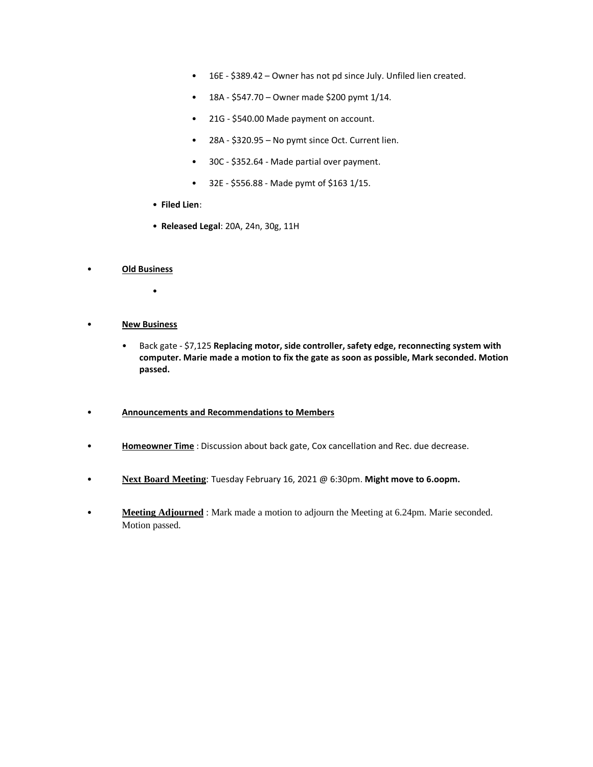- 16E - $389.42 – Owner has not pd since July. Unfiled lien created.
- 18A - $547.70 – Owner made $200 pymt 1/14.
- 21G - $540.00 Made payment on account.
- 28A - $320.95 – No pymt since Oct. Current lien.
- 30C - $352.64 - Made partial over payment.
- 32E - $556.88 - Made pymt of $163 1/15.

- **Filed Lien**:
- **Released Legal**: 20A, 24n, 30g, 11H

- **<u>Old Business</u>**
    - 

- **<u>New Business</u>**
    - Back gate - $7,125 **Replacing motor, side controller, safety edge, reconnecting system with computer. Marie made a motion to fix the gate as soon as possible, Mark seconded. Motion passed.**

- **<u>Announcements and Recommendations to Members</u>**

- **<u>Homeowner Time</u>** : Discussion about back gate, Cox cancellation and Rec. due decrease.

- **<u>Next Board Meeting</u>**: Tuesday February 16, 2021 @ 6:30pm. **Might move to 6.oopm.**

- **<u>Meeting Adjourned</u>** : Mark made a motion to adjourn the Meeting at 6.24pm. Marie seconded. Motion passed.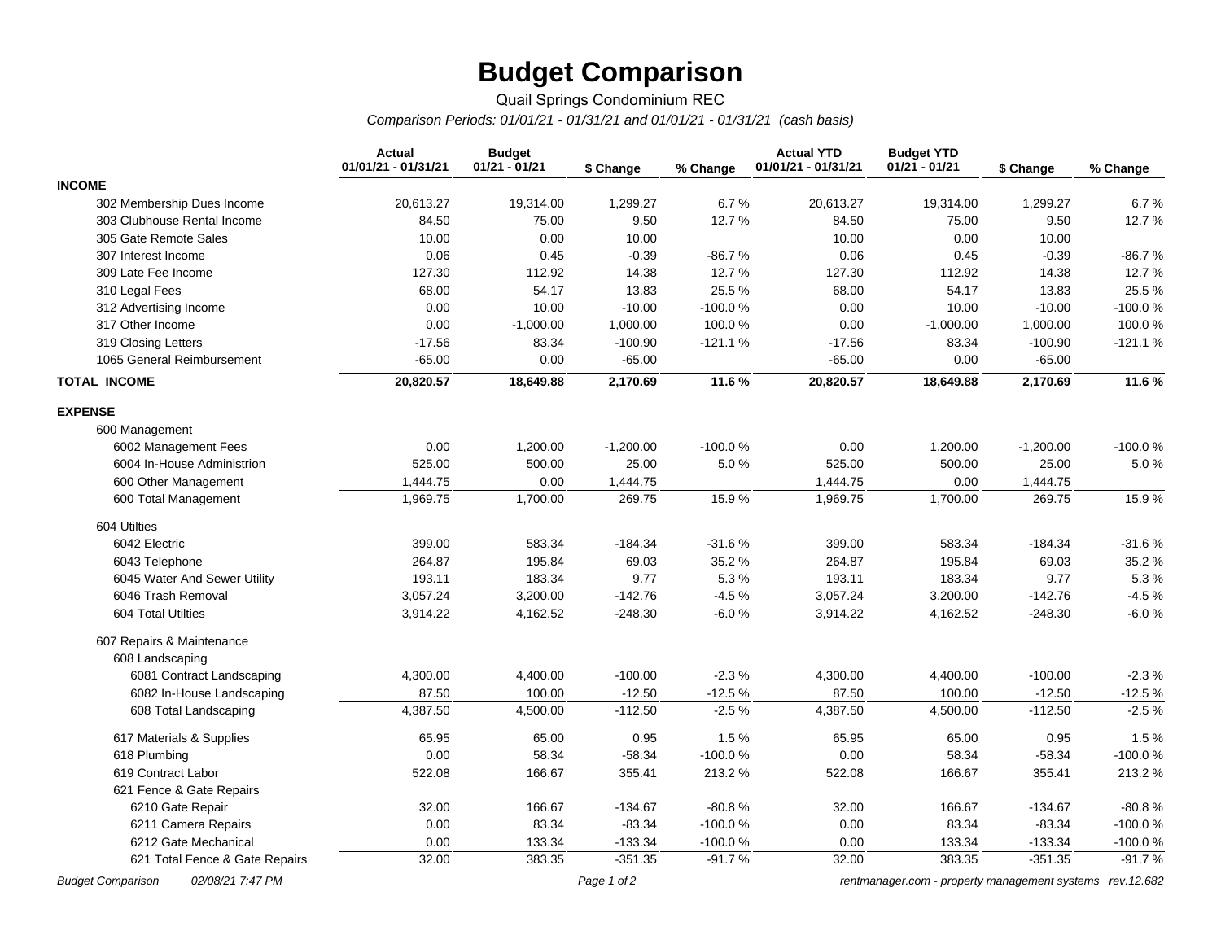# Budget Comparison

Quail Springs Condominium REC

*Comparison Periods: 01/01/21 - 01/31/21 and 01/01/21 - 01/31/21 (cash basis)*

| | Actual 01/01/21 - 01/31/21 | Budget 01/21 - 01/21 | $ Change | % Change | Actual YTD 01/01/21 - 01/31/21 | Budget YTD 01/21 - 01/21 | $ Change | % Change |
|---|---|---|---|---|---|---|---|---|
| **INCOME** | | | | | | | | |
| 302 Membership Dues Income | 20,613.27 | 19,314.00 | 1,299.27 | 6.7 % | 20,613.27 | 19,314.00 | 1,299.27 | 6.7 % |
| 303 Clubhouse Rental Income | 84.50 | 75.00 | 9.50 | 12.7 % | 84.50 | 75.00 | 9.50 | 12.7 % |
| 305 Gate Remote Sales | 10.00 | 0.00 | 10.00 | | 10.00 | 0.00 | 10.00 | |
| 307 Interest Income | 0.06 | 0.45 | -0.39 | -86.7 % | 0.06 | 0.45 | -0.39 | -86.7 % |
| 309 Late Fee Income | 127.30 | 112.92 | 14.38 | 12.7 % | 127.30 | 112.92 | 14.38 | 12.7 % |
| 310 Legal Fees | 68.00 | 54.17 | 13.83 | 25.5 % | 68.00 | 54.17 | 13.83 | 25.5 % |
| 312 Advertising Income | 0.00 | 10.00 | -10.00 | -100.0 % | 0.00 | 10.00 | -10.00 | -100.0 % |
| 317 Other Income | 0.00 | -1,000.00 | 1,000.00 | 100.0 % | 0.00 | -1,000.00 | 1,000.00 | 100.0 % |
| 319 Closing Letters | -17.56 | 83.34 | -100.90 | -121.1 % | -17.56 | 83.34 | -100.90 | -121.1 % |
| 1065 General Reimbursement | -65.00 | 0.00 | -65.00 | | -65.00 | 0.00 | -65.00 | |
| **TOTAL INCOME** | **20,820.57** | **18,649.88** | **2,170.69** | **11.6 %** | **20,820.57** | **18,649.88** | **2,170.69** | **11.6 %** |
| **EXPENSE** | | | | | | | | |
| 600 Management | | | | | | | | |
| 6002 Management Fees | 0.00 | 1,200.00 | -1,200.00 | -100.0 % | 0.00 | 1,200.00 | -1,200.00 | -100.0 % |
| 6004 In-House Administrion | 525.00 | 500.00 | 25.00 | 5.0 % | 525.00 | 500.00 | 25.00 | 5.0 % |
| 600 Other Management | 1,444.75 | 0.00 | 1,444.75 | | 1,444.75 | 0.00 | 1,444.75 | |
| 600 Total Management | 1,969.75 | 1,700.00 | 269.75 | 15.9 % | 1,969.75 | 1,700.00 | 269.75 | 15.9 % |
| 604 Utilties | | | | | | | | |
| 6042 Electric | 399.00 | 583.34 | -184.34 | -31.6 % | 399.00 | 583.34 | -184.34 | -31.6 % |
| 6043 Telephone | 264.87 | 195.84 | 69.03 | 35.2 % | 264.87 | 195.84 | 69.03 | 35.2 % |
| 6045 Water And Sewer Utility | 193.11 | 183.34 | 9.77 | 5.3 % | 193.11 | 183.34 | 9.77 | 5.3 % |
| 6046 Trash Removal | 3,057.24 | 3,200.00 | -142.76 | -4.5 % | 3,057.24 | 3,200.00 | -142.76 | -4.5 % |
| 604 Total Utilties | 3,914.22 | 4,162.52 | -248.30 | -6.0 % | 3,914.22 | 4,162.52 | -248.30 | -6.0 % |
| 607 Repairs & Maintenance | | | | | | | | |
| 608 Landscaping | | | | | | | | |
| 6081 Contract Landscaping | 4,300.00 | 4,400.00 | -100.00 | -2.3 % | 4,300.00 | 4,400.00 | -100.00 | -2.3 % |
| 6082 In-House Landscaping | 87.50 | 100.00 | -12.50 | -12.5 % | 87.50 | 100.00 | -12.50 | -12.5 % |
| 608 Total Landscaping | 4,387.50 | 4,500.00 | -112.50 | -2.5 % | 4,387.50 | 4,500.00 | -112.50 | -2.5 % |
| 617 Materials & Supplies | 65.95 | 65.00 | 0.95 | 1.5 % | 65.95 | 65.00 | 0.95 | 1.5 % |
| 618 Plumbing | 0.00 | 58.34 | -58.34 | -100.0 % | 0.00 | 58.34 | -58.34 | -100.0 % |
| 619 Contract Labor | 522.08 | 166.67 | 355.41 | 213.2 % | 522.08 | 166.67 | 355.41 | 213.2 % |
| 621 Fence & Gate Repairs | | | | | | | | |
| 6210 Gate Repair | 32.00 | 166.67 | -134.67 | -80.8 % | 32.00 | 166.67 | -134.67 | -80.8 % |
| 6211 Camera Repairs | 0.00 | 83.34 | -83.34 | -100.0 % | 0.00 | 83.34 | -83.34 | -100.0 % |
| 6212 Gate Mechanical | 0.00 | 133.34 | -133.34 | -100.0 % | 0.00 | 133.34 | -133.34 | -100.0 % |
| 621 Total Fence & Gate Repairs | 32.00 | 383.35 | -351.35 | -91.7 % | 32.00 | 383.35 | -351.35 | -91.7 % |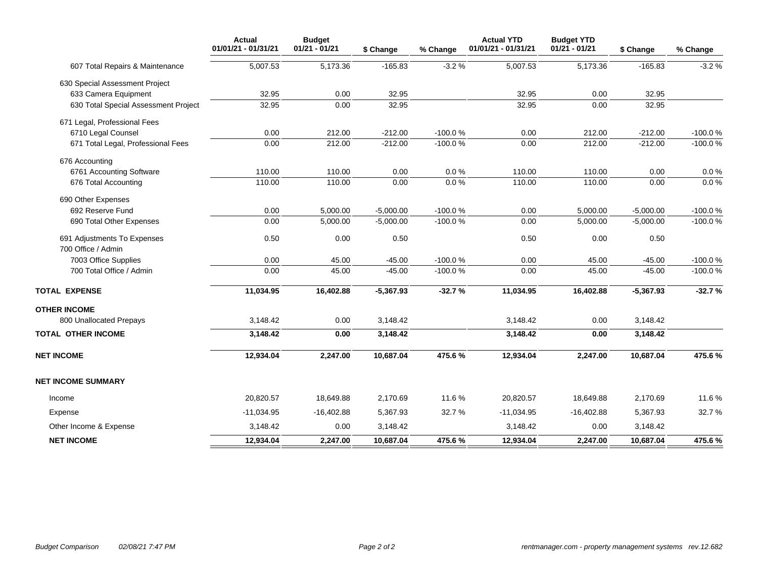| | Actual 01/01/21 - 01/31/21 | Budget 01/21 - 01/21 | $ Change | % Change | Actual YTD 01/01/21 - 01/31/21 | Budget YTD 01/21 - 01/21 | $ Change | % Change |
|---|---|---|---|---|---|---|---|---|
| 607 Total Repairs & Maintenance | 5,007.53 | 5,173.36 | -165.83 | -3.2 % | 5,007.53 | 5,173.36 | -165.83 | -3.2 % |
| 630 Special Assessment Project | | | | | | | | |
| 633 Camera Equipment | 32.95 | 0.00 | 32.95 | | 32.95 | 0.00 | 32.95 | |
| 630 Total Special Assessment Project | 32.95 | 0.00 | 32.95 | | 32.95 | 0.00 | 32.95 | |
| 671 Legal, Professional Fees | | | | | | | | |
| 6710 Legal Counsel | 0.00 | 212.00 | -212.00 | -100.0 % | 0.00 | 212.00 | -212.00 | -100.0 % |
| 671 Total Legal, Professional Fees | 0.00 | 212.00 | -212.00 | -100.0 % | 0.00 | 212.00 | -212.00 | -100.0 % |
| 676 Accounting | | | | | | | | |
| 6761 Accounting Software | 110.00 | 110.00 | 0.00 | 0.0 % | 110.00 | 110.00 | 0.00 | 0.0 % |
| 676 Total Accounting | 110.00 | 110.00 | 0.00 | 0.0 % | 110.00 | 110.00 | 0.00 | 0.0 % |
| 690 Other Expenses | | | | | | | | |
| 692 Reserve Fund | 0.00 | 5,000.00 | -5,000.00 | -100.0 % | 0.00 | 5,000.00 | -5,000.00 | -100.0 % |
| 690 Total Other Expenses | 0.00 | 5,000.00 | -5,000.00 | -100.0 % | 0.00 | 5,000.00 | -5,000.00 | -100.0 % |
| 691 Adjustments To Expenses | 0.50 | 0.00 | 0.50 | | 0.50 | 0.00 | 0.50 | |
| 700 Office / Admin | | | | | | | | |
| 7003 Office Supplies | 0.00 | 45.00 | -45.00 | -100.0 % | 0.00 | 45.00 | -45.00 | -100.0 % |
| 700 Total Office / Admin | 0.00 | 45.00 | -45.00 | -100.0 % | 0.00 | 45.00 | -45.00 | -100.0 % |
| **TOTAL EXPENSE** | **11,034.95** | **16,402.88** | **-5,367.93** | **-32.7 %** | **11,034.95** | **16,402.88** | **-5,367.93** | **-32.7 %** |
| **OTHER INCOME** | | | | | | | | |
| 800 Unallocated Prepays | 3,148.42 | 0.00 | 3,148.42 | | 3,148.42 | 0.00 | 3,148.42 | |
| **TOTAL OTHER INCOME** | **3,148.42** | **0.00** | **3,148.42** | | **3,148.42** | **0.00** | **3,148.42** | |
| **NET INCOME** | **12,934.04** | **2,247.00** | **10,687.04** | **475.6 %** | **12,934.04** | **2,247.00** | **10,687.04** | **475.6 %** |
| **NET INCOME SUMMARY** | | | | | | | | |
| Income | 20,820.57 | 18,649.88 | 2,170.69 | 11.6 % | 20,820.57 | 18,649.88 | 2,170.69 | 11.6 % |
| Expense | -11,034.95 | -16,402.88 | 5,367.93 | 32.7 % | -11,034.95 | -16,402.88 | 5,367.93 | 32.7 % |
| Other Income & Expense | 3,148.42 | 0.00 | 3,148.42 | | 3,148.42 | 0.00 | 3,148.42 | |
| **NET INCOME** | **12,934.04** | **2,247.00** | **10,687.04** | **475.6 %** | **12,934.04** | **2,247.00** | **10,687.04** | **475.6 %** |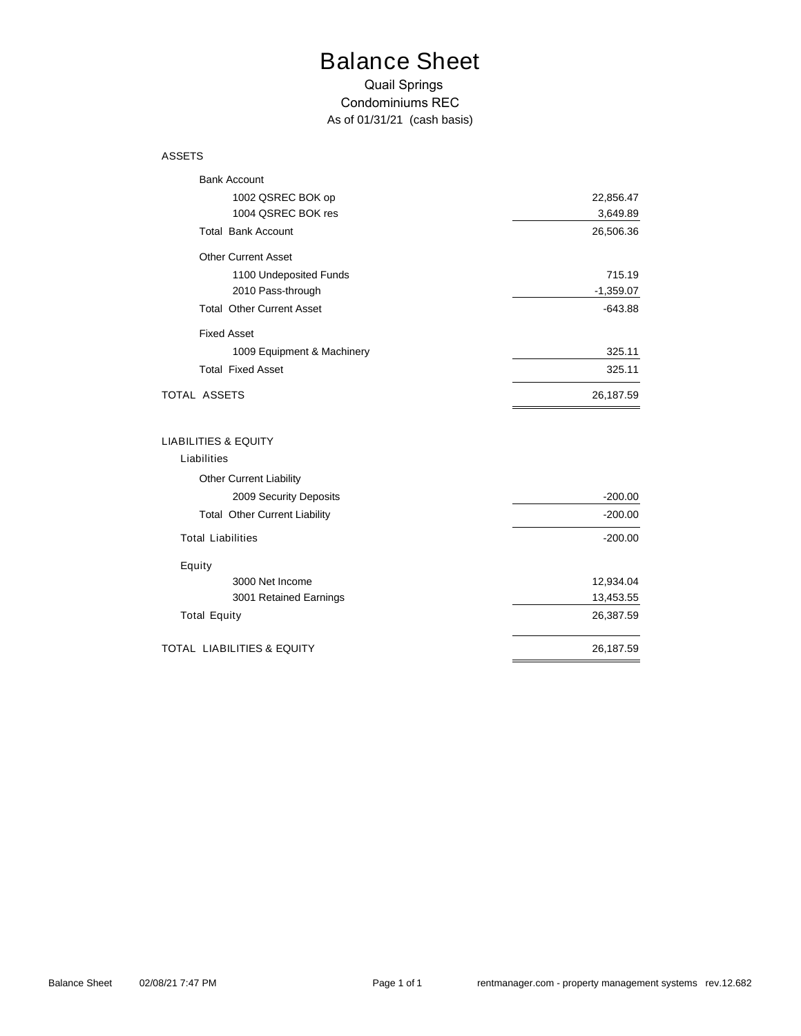# Balance Sheet

Quail Springs
Condominiums REC
As of 01/31/21 (cash basis)

| ASSETS | |
|---|---|
| Bank Account | |
| 1002 QSREC BOK op | 22,856.47 |
| 1004 QSREC BOK res | 3,649.89 |
| Total Bank Account | 26,506.36 |
| Other Current Asset | |
| 1100 Undeposited Funds | 715.19 |
| 2010 Pass-through | -1,359.07 |
| Total Other Current Asset | -643.88 |
| Fixed Asset | |
| 1009 Equipment & Machinery | 325.11 |
| Total Fixed Asset | 325.11 |
| TOTAL ASSETS | 26,187.59 |

| LIABILITIES & EQUITY | |
|---|---|
| Liabilities | |
| Other Current Liability | |
| 2009 Security Deposits | -200.00 |
| Total Other Current Liability | -200.00 |
| Total Liabilities | -200.00 |
| Equity | |
| 3000 Net Income | 12,934.04 |
| 3001 Retained Earnings | 13,453.55 |
| Total Equity | 26,387.59 |
| TOTAL LIABILITIES & EQUITY | 26,187.59 |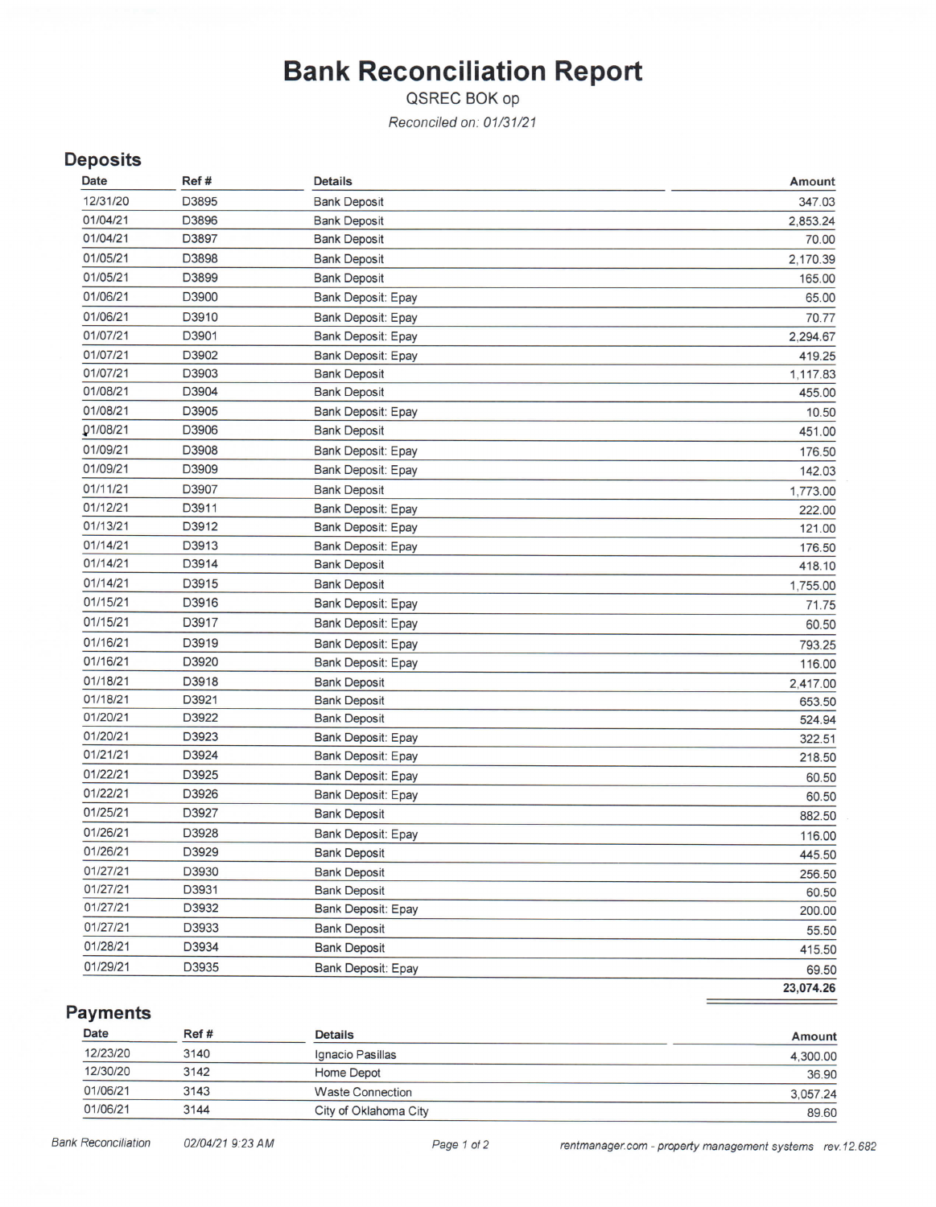# Bank Reconciliation Report

QSREC BOK op

*Reconciled on: 01/31/21*

## Deposits

| Date | Ref # | Details | Amount |
|---|---|---|---|
| 12/31/20 | D3895 | Bank Deposit | 347.03 |
| 01/04/21 | D3896 | Bank Deposit | 2,853.24 |
| 01/04/21 | D3897 | Bank Deposit | 70.00 |
| 01/05/21 | D3898 | Bank Deposit | 2,170.39 |
| 01/05/21 | D3899 | Bank Deposit | 165.00 |
| 01/06/21 | D3900 | Bank Deposit: Epay | 65.00 |
| 01/06/21 | D3910 | Bank Deposit: Epay | 70.77 |
| 01/07/21 | D3901 | Bank Deposit: Epay | 2,294.67 |
| 01/07/21 | D3902 | Bank Deposit: Epay | 419.25 |
| 01/07/21 | D3903 | Bank Deposit | 1,117.83 |
| 01/08/21 | D3904 | Bank Deposit | 455.00 |
| 01/08/21 | D3905 | Bank Deposit: Epay | 10.50 |
| 01/08/21 | D3906 | Bank Deposit | 451.00 |
| 01/09/21 | D3908 | Bank Deposit: Epay | 176.50 |
| 01/09/21 | D3909 | Bank Deposit: Epay | 142.03 |
| 01/11/21 | D3907 | Bank Deposit | 1,773.00 |
| 01/12/21 | D3911 | Bank Deposit: Epay | 222.00 |
| 01/13/21 | D3912 | Bank Deposit: Epay | 121.00 |
| 01/14/21 | D3913 | Bank Deposit: Epay | 176.50 |
| 01/14/21 | D3914 | Bank Deposit | 418.10 |
| 01/14/21 | D3915 | Bank Deposit | 1,755.00 |
| 01/15/21 | D3916 | Bank Deposit: Epay | 71.75 |
| 01/15/21 | D3917 | Bank Deposit: Epay | 60.50 |
| 01/16/21 | D3919 | Bank Deposit: Epay | 793.25 |
| 01/16/21 | D3920 | Bank Deposit: Epay | 116.00 |
| 01/18/21 | D3918 | Bank Deposit | 2,417.00 |
| 01/18/21 | D3921 | Bank Deposit | 653.50 |
| 01/20/21 | D3922 | Bank Deposit | 524.94 |
| 01/20/21 | D3923 | Bank Deposit: Epay | 322.51 |
| 01/21/21 | D3924 | Bank Deposit: Epay | 218.50 |
| 01/22/21 | D3925 | Bank Deposit: Epay | 60.50 |
| 01/22/21 | D3926 | Bank Deposit: Epay | 60.50 |
| 01/25/21 | D3927 | Bank Deposit | 882.50 |
| 01/26/21 | D3928 | Bank Deposit: Epay | 116.00 |
| 01/26/21 | D3929 | Bank Deposit | 445.50 |
| 01/27/21 | D3930 | Bank Deposit | 256.50 |
| 01/27/21 | D3931 | Bank Deposit | 60.50 |
| 01/27/21 | D3932 | Bank Deposit: Epay | 200.00 |
| 01/27/21 | D3933 | Bank Deposit | 55.50 |
| 01/28/21 | D3934 | Bank Deposit | 415.50 |
| 01/29/21 | D3935 | Bank Deposit: Epay | 69.50 |
| | | | **23,074.26** |

## Payments

| Date | Ref # | Details | Amount |
|---|---|---|---|
| 12/23/20 | 3140 | Ignacio Pasillas | 4,300.00 |
| 12/30/20 | 3142 | Home Depot | 36.90 |
| 01/06/21 | 3143 | Waste Connection | 3,057.24 |
| 01/06/21 | 3144 | City of Oklahoma City | 89.60 |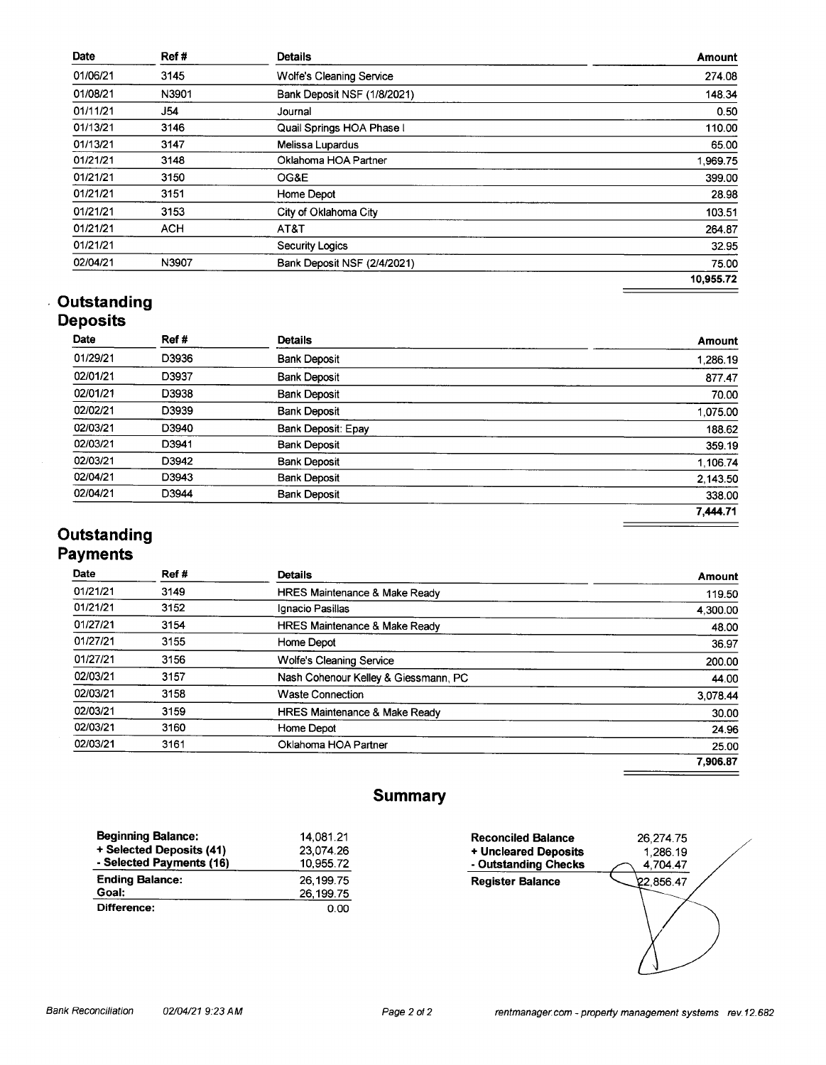| Date | Ref # | Details | Amount |
| --- | --- | --- | --- |
| 01/06/21 | 3145 | Wolfe's Cleaning Service | 274.08 |
| 01/08/21 | N3901 | Bank Deposit NSF (1/8/2021) | 148.34 |
| 01/11/21 | J54 | Journal | 0.50 |
| 01/13/21 | 3146 | Quail Springs HOA Phase I | 110.00 |
| 01/13/21 | 3147 | Melissa Lupardus | 65.00 |
| 01/21/21 | 3148 | Oklahoma HOA Partner | 1,969.75 |
| 01/21/21 | 3150 | OG&E | 399.00 |
| 01/21/21 | 3151 | Home Depot | 28.98 |
| 01/21/21 | 3153 | City of Oklahoma City | 103.51 |
| 01/21/21 | ACH | AT&T | 264.87 |
| 01/21/21 | | Security Logics | 32.95 |
| 02/04/21 | N3907 | Bank Deposit NSF (2/4/2021) | 75.00 |
| | | | **10,955.72** |

## Outstanding Deposits

| Date | Ref # | Details | Amount |
| --- | --- | --- | --- |
| 01/29/21 | D3936 | Bank Deposit | 1,286.19 |
| 02/01/21 | D3937 | Bank Deposit | 877.47 |
| 02/01/21 | D3938 | Bank Deposit | 70.00 |
| 02/02/21 | D3939 | Bank Deposit | 1,075.00 |
| 02/03/21 | D3940 | Bank Deposit: Epay | 188.62 |
| 02/03/21 | D3941 | Bank Deposit | 359.19 |
| 02/03/21 | D3942 | Bank Deposit | 1,106.74 |
| 02/04/21 | D3943 | Bank Deposit | 2,143.50 |
| 02/04/21 | D3944 | Bank Deposit | 338.00 |
| | | | **7,444.71** |

## Outstanding Payments

| Date | Ref # | Details | Amount |
| --- | --- | --- | --- |
| 01/21/21 | 3149 | HRES Maintenance & Make Ready | 119.50 |
| 01/21/21 | 3152 | Ignacio Pasillas | 4,300.00 |
| 01/27/21 | 3154 | HRES Maintenance & Make Ready | 48.00 |
| 01/27/21 | 3155 | Home Depot | 36.97 |
| 01/27/21 | 3156 | Wolfe's Cleaning Service | 200.00 |
| 02/03/21 | 3157 | Nash Cohenour Kelley & Giessmann, PC | 44.00 |
| 02/03/21 | 3158 | Waste Connection | 3,078.44 |
| 02/03/21 | 3159 | HRES Maintenance & Make Ready | 30.00 |
| 02/03/21 | 3160 | Home Depot | 24.96 |
| 02/03/21 | 3161 | Oklahoma HOA Partner | 25.00 |
| | | | **7,906.87** |

## Summary

| | |
| --- | --- |
| **Beginning Balance:** | 14,081.21 |
| **+ Selected Deposits (41)** | 23,074.26 |
| **- Selected Payments (16)** | 10,955.72 |
| **Ending Balance:** | 26,199.75 |
| **Goal:** | 26,199.75 |
| **Difference:** | 0.00 |

| | |
| --- | --- |
| **Reconciled Balance** | 26,274.75 |
| **+ Uncleared Deposits** | 1,286.19 |
| **- Outstanding Checks** | 4,704.47 |
| **Register Balance** | 22,856.47 |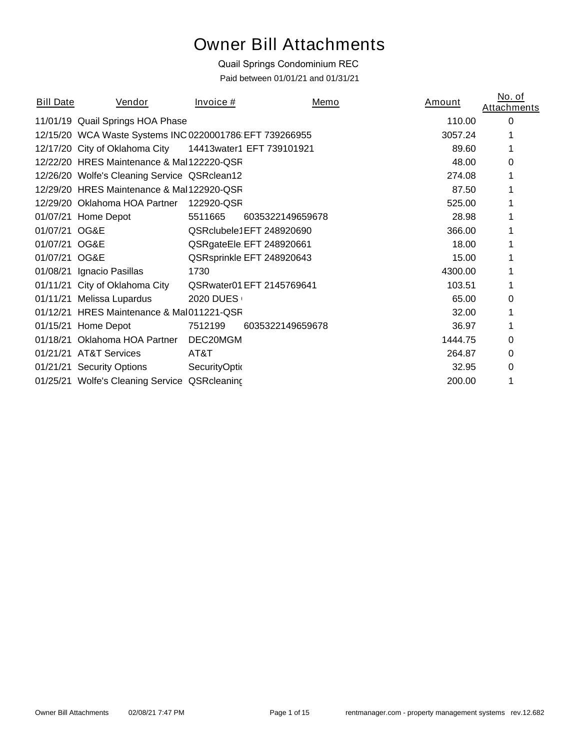# Owner Bill Attachments

Quail Springs Condominium REC

Paid between 01/01/21 and 01/31/21

| Bill Date | Vendor | Invoice # | Memo | Amount | No. of Attachments |
|---|---|---|---|---|---|
| 11/01/19 | Quail Springs HOA Phase | | | 110.00 | 0 |
| 12/15/20 | WCA Waste Systems INC | 0220001786 | EFT 739266955 | 3057.24 | 1 |
| 12/17/20 | City of Oklahoma City | 14413water1 | EFT 739101921 | 89.60 | 1 |
| 12/22/20 | HRES Maintenance & Mai | 122220-QSR | | 48.00 | 0 |
| 12/26/20 | Wolfe's Cleaning Service | QSRclean12 | | 274.08 | 1 |
| 12/29/20 | HRES Maintenance & Mai | 122920-QSR | | 87.50 | 1 |
| 12/29/20 | Oklahoma HOA Partner | 122920-QSR | | 525.00 | 1 |
| 01/07/21 | Home Depot | 5511665 | 6035322149659678 | 28.98 | 1 |
| 01/07/21 | OG&E | QSRclubele1 | EFT 248920690 | 366.00 | 1 |
| 01/07/21 | OG&E | QSRgateEle | EFT 248920661 | 18.00 | 1 |
| 01/07/21 | OG&E | QSRsprinkle | EFT 248920643 | 15.00 | 1 |
| 01/08/21 | Ignacio Pasillas | 1730 | | 4300.00 | 1 |
| 01/11/21 | City of Oklahoma City | QSRwater01 | EFT 2145769641 | 103.51 | 1 |
| 01/11/21 | Melissa Lupardus | 2020 DUES | | 65.00 | 0 |
| 01/12/21 | HRES Maintenance & Mai | 011221-QSR | | 32.00 | 1 |
| 01/15/21 | Home Depot | 7512199 | 6035322149659678 | 36.97 | 1 |
| 01/18/21 | Oklahoma HOA Partner | DEC20MGM | | 1444.75 | 0 |
| 01/21/21 | AT&T Services | AT&T | | 264.87 | 0 |
| 01/21/21 | Security Options | SecurityOptio | | 32.95 | 0 |
| 01/25/21 | Wolfe's Cleaning Service | QSRcleaning | | 200.00 | 1 |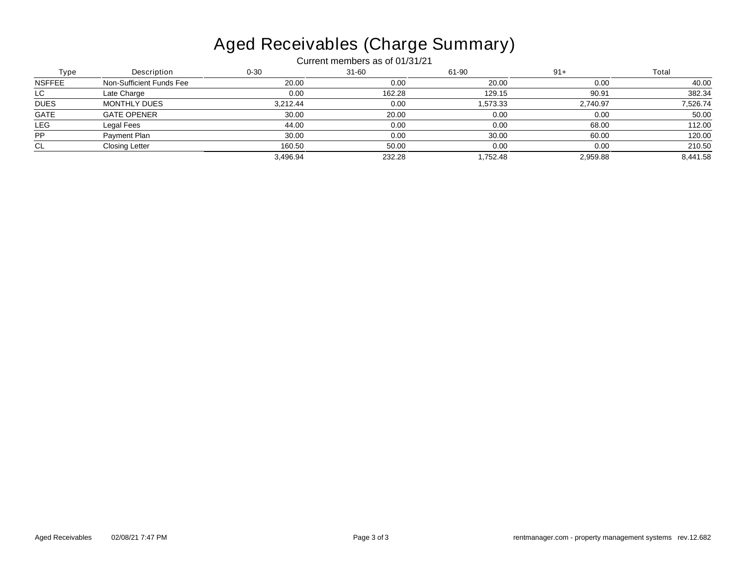# Aged Receivables (Charge Summary)

Current members as of 01/31/21

| Type | Description | 0-30 | 31-60 | 61-90 | 91+ | Total |
|---|---|---|---|---|---|---|
| NSFFEE | Non-Sufficient Funds Fee | 20.00 | 0.00 | 20.00 | 0.00 | 40.00 |
| LC | Late Charge | 0.00 | 162.28 | 129.15 | 90.91 | 382.34 |
| DUES | MONTHLY DUES | 3,212.44 | 0.00 | 1,573.33 | 2,740.97 | 7,526.74 |
| GATE | GATE OPENER | 30.00 | 20.00 | 0.00 | 0.00 | 50.00 |
| LEG | Legal Fees | 44.00 | 0.00 | 0.00 | 68.00 | 112.00 |
| PP | Payment Plan | 30.00 | 0.00 | 30.00 | 60.00 | 120.00 |
| CL | Closing Letter | 160.50 | 50.00 | 0.00 | 0.00 | 210.50 |
| | | 3,496.94 | 232.28 | 1,752.48 | 2,959.88 | 8,441.58 |